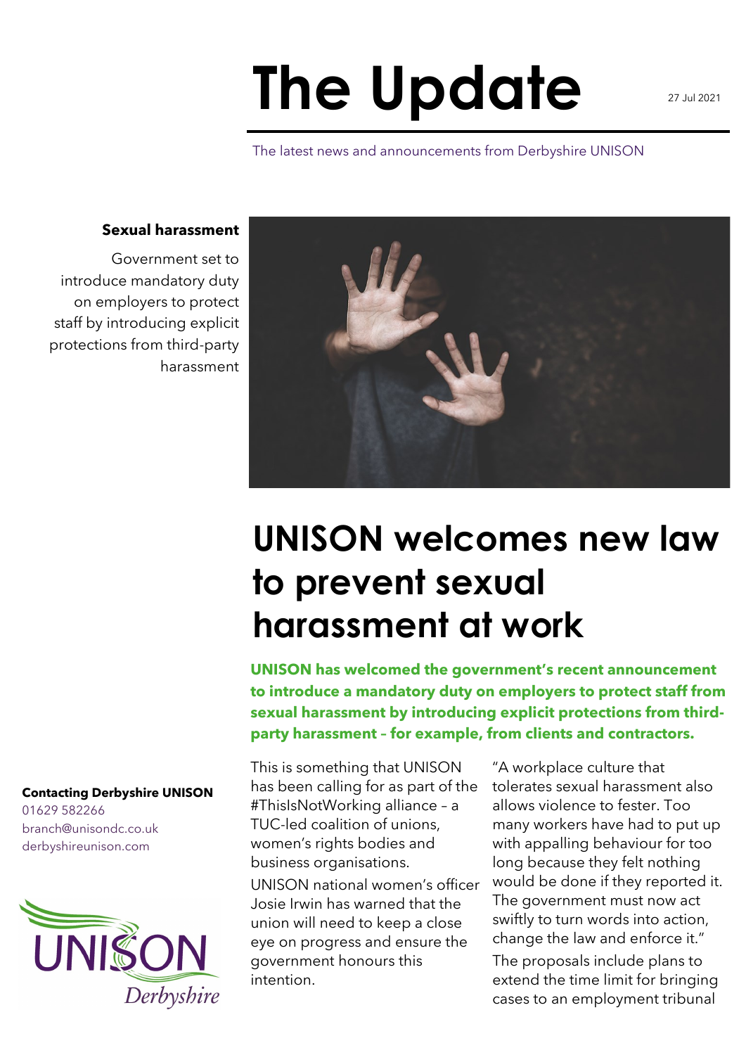# The Update

27 Jul 2021

The latest news and announcements from Derbyshire UNISON

**Sexual harassment**

Government set to introduce mandatory duty on employers to protect staff by introducing explicit protections from third-party harassment

## UNISON welcomes new law to prevent sexual harassment at work

**UNISON has welcomed the government's recent announcement to introduce a mandatory duty on employers to protect staff from sexual harassment by introducing explicit protections from third-party harassment – for example, from clients and contractors.**

This is something that UNISON has been calling for as part of the #ThisIsNotWorking alliance – a TUC-led coalition of unions, women's rights bodies and business organisations.

UNISON national women's officer Josie Irwin has warned that the union will need to keep a close eye on progress and ensure the government honours this intention.

"A workplace culture that tolerates sexual harassment also allows violence to fester. Too many workers have had to put up with appalling behaviour for too long because they felt nothing would be done if they reported it. The government must now act swiftly to turn words into action, change the law and enforce it."

The proposals include plans to extend the time limit for bringing cases to an employment tribunal

**Contacting Derbyshire UNISON**
01629 582266
branch@unisondc.co.uk
derbyshireunison.com

UNISON Derbyshire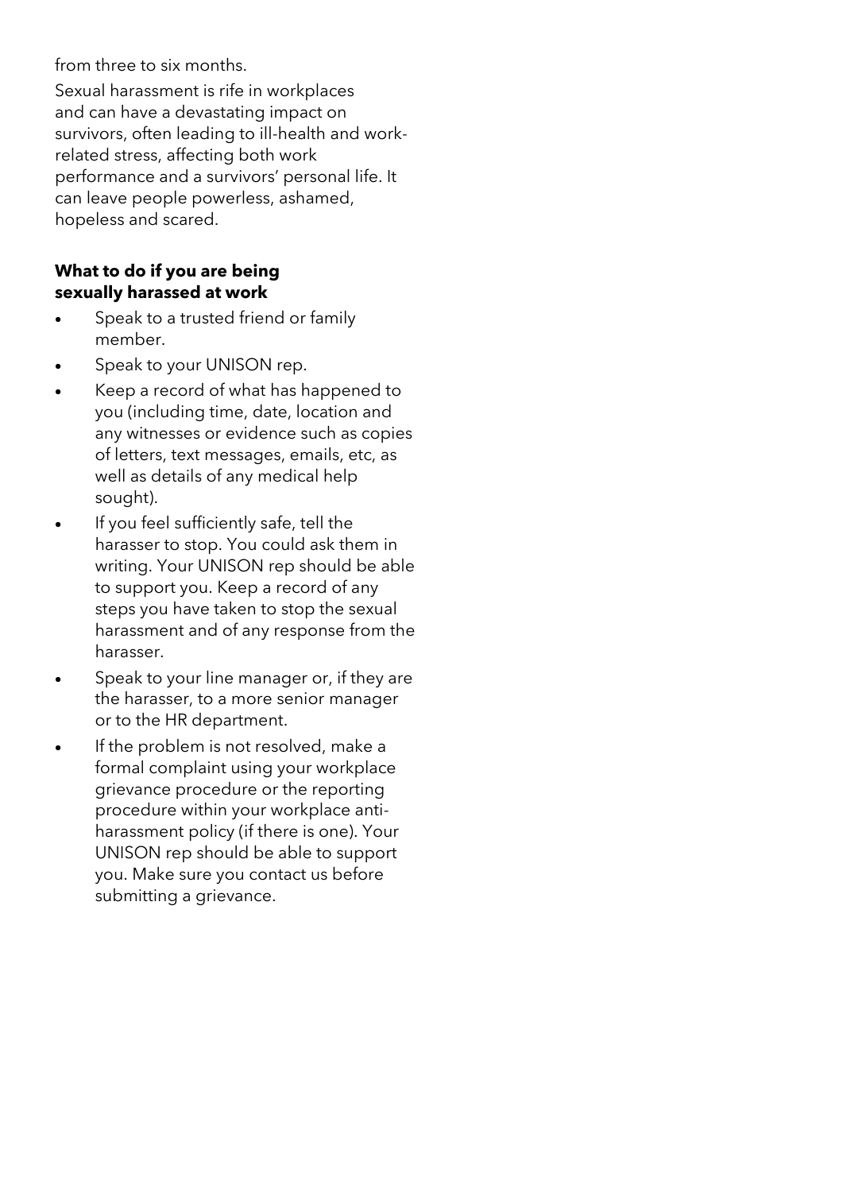from three to six months.

Sexual harassment is rife in workplaces and can have a devastating impact on survivors, often leading to ill-health and work-related stress, affecting both work performance and a survivors' personal life. It can leave people powerless, ashamed, hopeless and scared.

**What to do if you are being sexually harassed at work**

- Speak to a trusted friend or family member.
- Speak to your UNISON rep.
- Keep a record of what has happened to you (including time, date, location and any witnesses or evidence such as copies of letters, text messages, emails, etc, as well as details of any medical help sought).
- If you feel sufficiently safe, tell the harasser to stop. You could ask them in writing. Your UNISON rep should be able to support you. Keep a record of any steps you have taken to stop the sexual harassment and of any response from the harasser.
- Speak to your line manager or, if they are the harasser, to a more senior manager or to the HR department.
- If the problem is not resolved, make a formal complaint using your workplace grievance procedure or the reporting procedure within your workplace anti-harassment policy (if there is one). Your UNISON rep should be able to support you. Make sure you contact us before submitting a grievance.